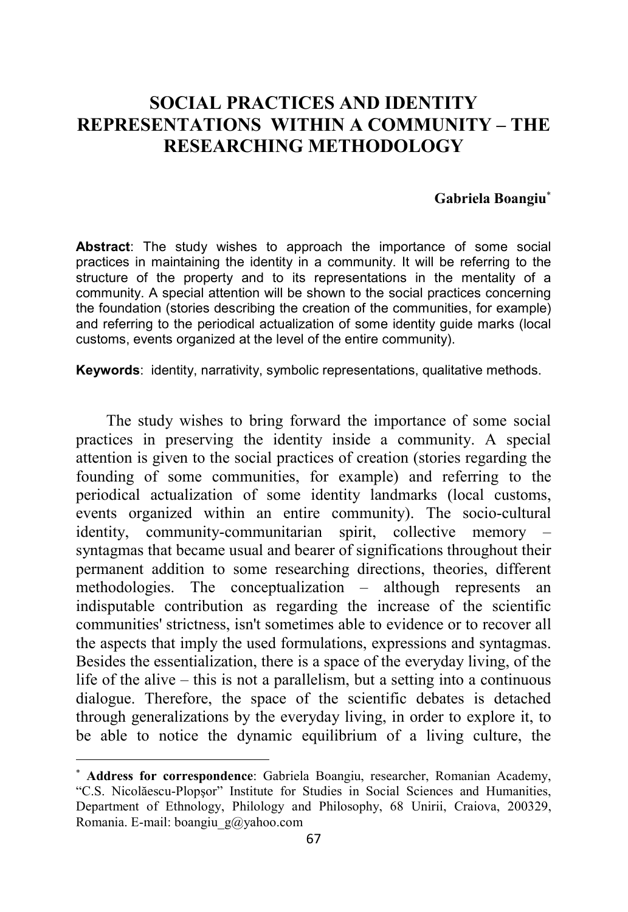# SOCIAL PRACTICES AND IDENTITY REPRESENTATIONS WITHIN A COMMUNITY – THE RESEARCHING METHODOLOGY

**Gabriela Boangiu**[*]

**Abstract**: The study wishes to approach the importance of some social practices in maintaining the identity in a community. It will be referring to the structure of the property and to its representations in the mentality of a community. A special attention will be shown to the social practices concerning the foundation (stories describing the creation of the communities, for example) and referring to the periodical actualization of some identity guide marks (local customs, events organized at the level of the entire community).

**Keywords**: identity, narrativity, symbolic representations, qualitative methods.

The study wishes to bring forward the importance of some social practices in preserving the identity inside a community. A special attention is given to the social practices of creation (stories regarding the founding of some communities, for example) and referring to the periodical actualization of some identity landmarks (local customs, events organized within an entire community). The socio-cultural identity, community-communitarian spirit, collective memory – syntagmas that became usual and bearer of significations throughout their permanent addition to some researching directions, theories, different methodologies. The conceptualization – although represents an indisputable contribution as regarding the increase of the scientific communities' strictness, isn't sometimes able to evidence or to recover all the aspects that imply the used formulations, expressions and syntagmas. Besides the essentialization, there is a space of the everyday living, of the life of the alive – this is not a parallelism, but a setting into a continuous dialogue. Therefore, the space of the scientific debates is detached through generalizations by the everyday living, in order to explore it, to be able to notice the dynamic equilibrium of a living culture, the

---

[*] **Address for correspondence**: Gabriela Boangiu, researcher, Romanian Academy, "C.S. Nicolăescu-Plopşor" Institute for Studies in Social Sciences and Humanities, Department of Ethnology, Philology and Philosophy, 68 Unirii, Craiova, 200329, Romania. E-mail: boangiu_g@yahoo.com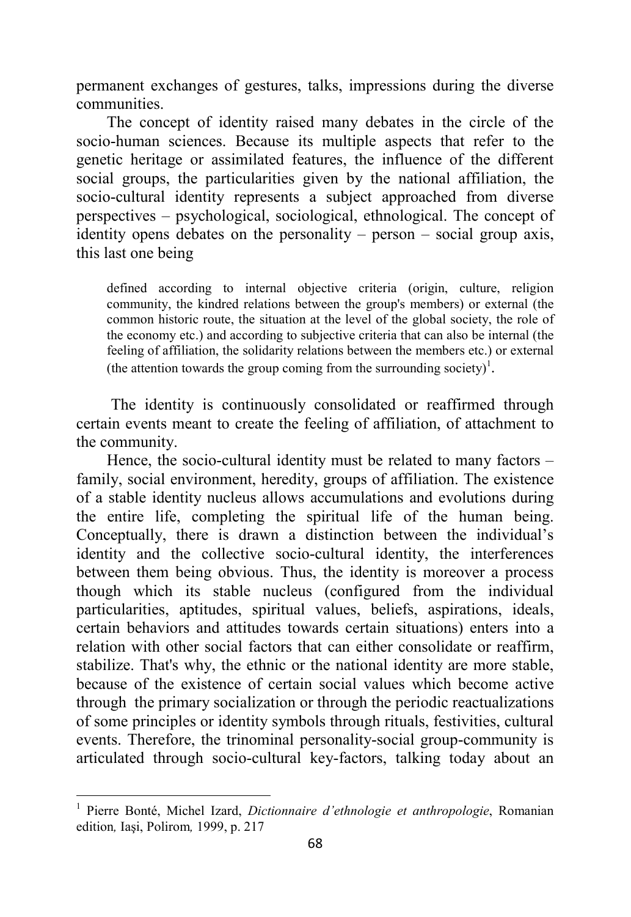permanent exchanges of gestures, talks, impressions during the diverse communities.

The concept of identity raised many debates in the circle of the socio-human sciences. Because its multiple aspects that refer to the genetic heritage or assimilated features, the influence of the different social groups, the particularities given by the national affiliation, the socio-cultural identity represents a subject approached from diverse perspectives – psychological, sociological, ethnological. The concept of identity opens debates on the personality – person – social group axis, this last one being

> defined according to internal objective criteria (origin, culture, religion community, the kindred relations between the group's members) or external (the common historic route, the situation at the level of the global society, the role of the economy etc.) and according to subjective criteria that can also be internal (the feeling of affiliation, the solidarity relations between the members etc.) or external (the attention towards the group coming from the surrounding society)[1].

The identity is continuously consolidated or reaffirmed through certain events meant to create the feeling of affiliation, of attachment to the community.

Hence, the socio-cultural identity must be related to many factors – family, social environment, heredity, groups of affiliation. The existence of a stable identity nucleus allows accumulations and evolutions during the entire life, completing the spiritual life of the human being. Conceptually, there is drawn a distinction between the individual's identity and the collective socio-cultural identity, the interferences between them being obvious. Thus, the identity is moreover a process though which its stable nucleus (configured from the individual particularities, aptitudes, spiritual values, beliefs, aspirations, ideals, certain behaviors and attitudes towards certain situations) enters into a relation with other social factors that can either consolidate or reaffirm, stabilize. That's why, the ethnic or the national identity are more stable, because of the existence of certain social values which become active through the primary socialization or through the periodic reactualizations of some principles or identity symbols through rituals, festivities, cultural events. Therefore, the trinominal personality-social group-community is articulated through socio-cultural key-factors, talking today about an

---

[1] Pierre Bonté, Michel Izard, *Dictionnaire d'ethnologie et anthropologie*, Romanian edition, Iaşi, Polirom, 1999, p. 217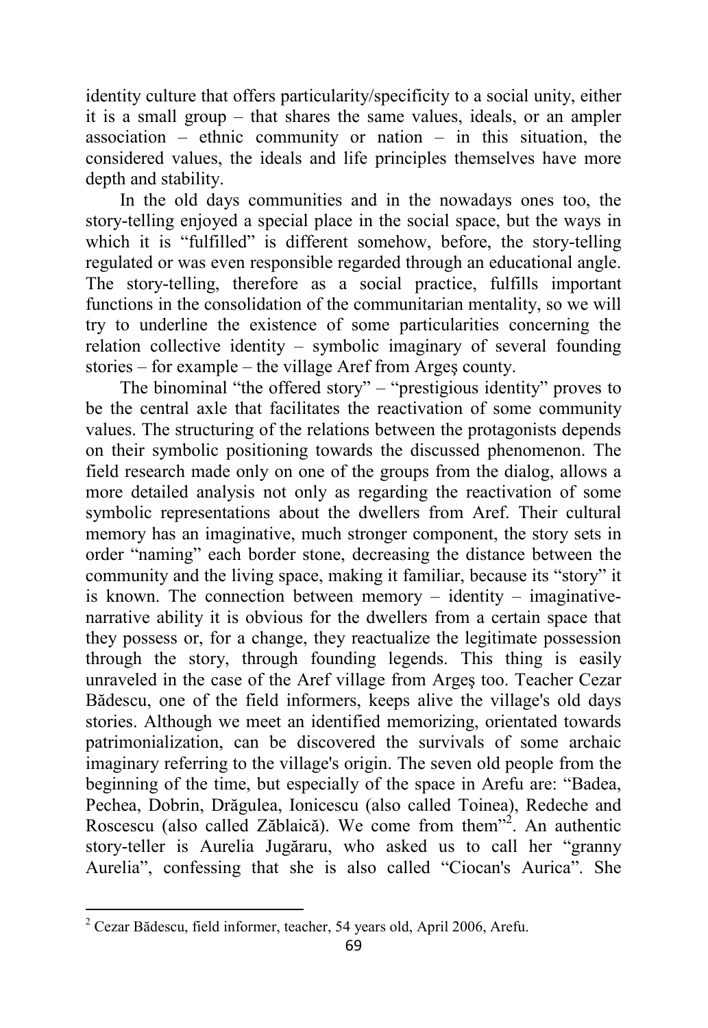identity culture that offers particularity/specificity to a social unity, either it is a small group – that shares the same values, ideals, or an ampler association – ethnic community or nation – in this situation, the considered values, the ideals and life principles themselves have more depth and stability.

In the old days communities and in the nowadays ones too, the story-telling enjoyed a special place in the social space, but the ways in which it is "fulfilled" is different somehow, before, the story-telling regulated or was even responsible regarded through an educational angle. The story-telling, therefore as a social practice, fulfills important functions in the consolidation of the communitarian mentality, so we will try to underline the existence of some particularities concerning the relation collective identity – symbolic imaginary of several founding stories – for example – the village Aref from Argeş county.

The binominal "the offered story" – "prestigious identity" proves to be the central axle that facilitates the reactivation of some community values. The structuring of the relations between the protagonists depends on their symbolic positioning towards the discussed phenomenon. The field research made only on one of the groups from the dialog, allows a more detailed analysis not only as regarding the reactivation of some symbolic representations about the dwellers from Aref. Their cultural memory has an imaginative, much stronger component, the story sets in order "naming" each border stone, decreasing the distance between the community and the living space, making it familiar, because its "story" it is known. The connection between memory – identity – imaginative-narrative ability it is obvious for the dwellers from a certain space that they possess or, for a change, they reactualize the legitimate possession through the story, through founding legends. This thing is easily unraveled in the case of the Aref village from Argeş too. Teacher Cezar Bădescu, one of the field informers, keeps alive the village's old days stories. Although we meet an identified memorizing, orientated towards patrimonialization, can be discovered the survivals of some archaic imaginary referring to the village's origin. The seven old people from the beginning of the time, but especially of the space in Arefu are: "Badea, Pechea, Dobrin, Drăgulea, Ionicescu (also called Toinea), Redeche and Roscescu (also called Zăblaică). We come from them"[2]. An authentic story-teller is Aurelia Jugăraru, who asked us to call her "granny Aurelia", confessing that she is also called "Ciocan's Aurica". She

[2] Cezar Bădescu, field informer, teacher, 54 years old, April 2006, Arefu.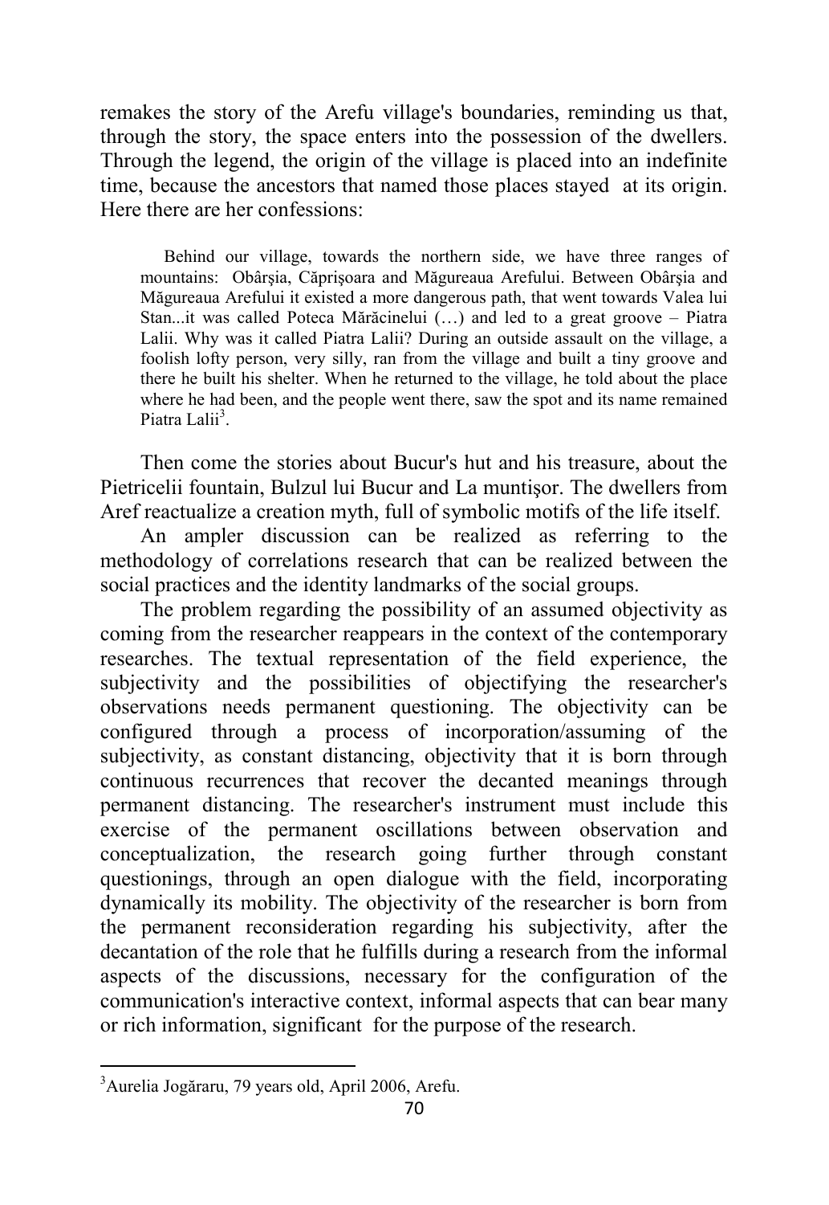remakes the story of the Arefu village's boundaries, reminding us that, through the story, the space enters into the possession of the dwellers. Through the legend, the origin of the village is placed into an indefinite time, because the ancestors that named those places stayed at its origin. Here there are her confessions:

> Behind our village, towards the northern side, we have three ranges of mountains: Obârşia, Căprişoara and Măgureaua Arefului. Between Obârşia and Măgureaua Arefului it existed a more dangerous path, that went towards Valea lui Stan...it was called Poteca Mărăcinelui (…) and led to a great groove – Piatra Lalii. Why was it called Piatra Lalii? During an outside assault on the village, a foolish lofty person, very silly, ran from the village and built a tiny groove and there he built his shelter. When he returned to the village, he told about the place where he had been, and the people went there, saw the spot and its name remained Piatra Lalii[3].

Then come the stories about Bucur's hut and his treasure, about the Pietricelii fountain, Bulzul lui Bucur and La muntişor. The dwellers from Aref reactualize a creation myth, full of symbolic motifs of the life itself.

An ampler discussion can be realized as referring to the methodology of correlations research that can be realized between the social practices and the identity landmarks of the social groups.

The problem regarding the possibility of an assumed objectivity as coming from the researcher reappears in the context of the contemporary researches. The textual representation of the field experience, the subjectivity and the possibilities of objectifying the researcher's observations needs permanent questioning. The objectivity can be configured through a process of incorporation/assuming of the subjectivity, as constant distancing, objectivity that it is born through continuous recurrences that recover the decanted meanings through permanent distancing. The researcher's instrument must include this exercise of the permanent oscillations between observation and conceptualization, the research going further through constant questionings, through an open dialogue with the field, incorporating dynamically its mobility. The objectivity of the researcher is born from the permanent reconsideration regarding his subjectivity, after the decantation of the role that he fulfills during a research from the informal aspects of the discussions, necessary for the configuration of the communication's interactive context, informal aspects that can bear many or rich information, significant for the purpose of the research.

---

[3] Aurelia Jogăraru, 79 years old, April 2006, Arefu.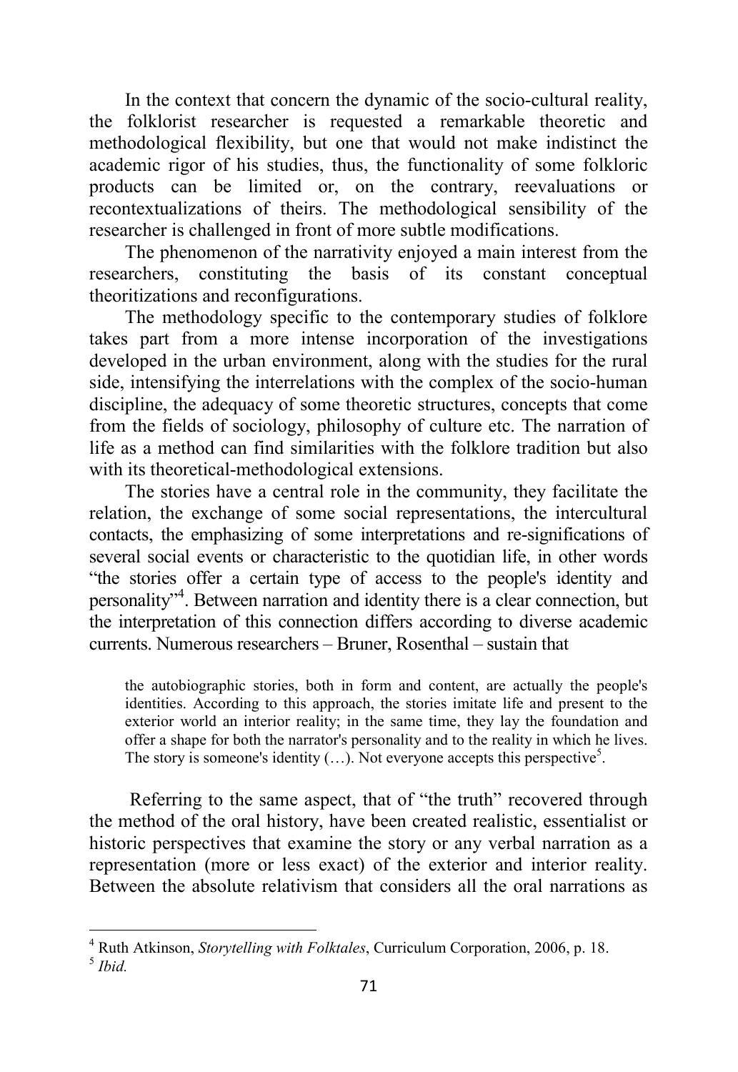In the context that concern the dynamic of the socio-cultural reality, the folklorist researcher is requested a remarkable theoretic and methodological flexibility, but one that would not make indistinct the academic rigor of his studies, thus, the functionality of some folkloric products can be limited or, on the contrary, reevaluations or recontextualizations of theirs. The methodological sensibility of the researcher is challenged in front of more subtle modifications.

The phenomenon of the narrativity enjoyed a main interest from the researchers, constituting the basis of its constant conceptual theoritizations and reconfigurations.

The methodology specific to the contemporary studies of folklore takes part from a more intense incorporation of the investigations developed in the urban environment, along with the studies for the rural side, intensifying the interrelations with the complex of the socio-human discipline, the adequacy of some theoretic structures, concepts that come from the fields of sociology, philosophy of culture etc. The narration of life as a method can find similarities with the folklore tradition but also with its theoretical-methodological extensions.

The stories have a central role in the community, they facilitate the relation, the exchange of some social representations, the intercultural contacts, the emphasizing of some interpretations and re-significations of several social events or characteristic to the quotidian life, in other words "the stories offer a certain type of access to the people's identity and personality"[4]. Between narration and identity there is a clear connection, but the interpretation of this connection differs according to diverse academic currents. Numerous researchers – Bruner, Rosenthal – sustain that

> the autobiographic stories, both in form and content, are actually the people's identities. According to this approach, the stories imitate life and present to the exterior world an interior reality; in the same time, they lay the foundation and offer a shape for both the narrator's personality and to the reality in which he lives. The story is someone's identity (…). Not everyone accepts this perspective[5].

Referring to the same aspect, that of "the truth" recovered through the method of the oral history, have been created realistic, essentialist or historic perspectives that examine the story or any verbal narration as a representation (more or less exact) of the exterior and interior reality. Between the absolute relativism that considers all the oral narrations as

---

[4] Ruth Atkinson, *Storytelling with Folktales*, Curriculum Corporation, 2006, p. 18.

[5] *Ibid.*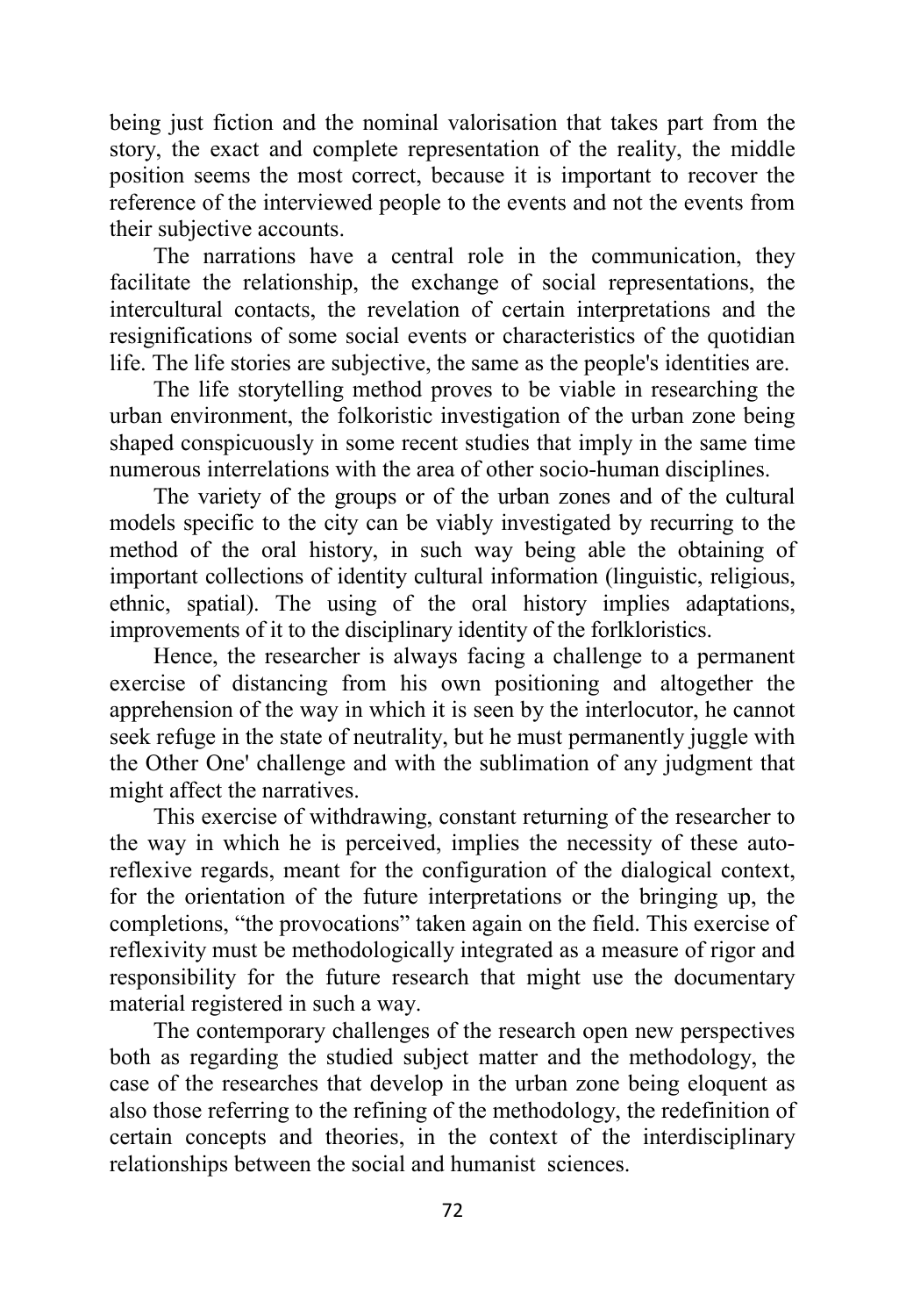being just fiction and the nominal valorisation that takes part from the story, the exact and complete representation of the reality, the middle position seems the most correct, because it is important to recover the reference of the interviewed people to the events and not the events from their subjective accounts.

The narrations have a central role in the communication, they facilitate the relationship, the exchange of social representations, the intercultural contacts, the revelation of certain interpretations and the resignifications of some social events or characteristics of the quotidian life. The life stories are subjective, the same as the people's identities are.

The life storytelling method proves to be viable in researching the urban environment, the folkoristic investigation of the urban zone being shaped conspicuously in some recent studies that imply in the same time numerous interrelations with the area of other socio-human disciplines.

The variety of the groups or of the urban zones and of the cultural models specific to the city can be viably investigated by recurring to the method of the oral history, in such way being able the obtaining of important collections of identity cultural information (linguistic, religious, ethnic, spatial). The using of the oral history implies adaptations, improvements of it to the disciplinary identity of the forlkloristics.

Hence, the researcher is always facing a challenge to a permanent exercise of distancing from his own positioning and altogether the apprehension of the way in which it is seen by the interlocutor, he cannot seek refuge in the state of neutrality, but he must permanently juggle with the Other One' challenge and with the sublimation of any judgment that might affect the narratives.

This exercise of withdrawing, constant returning of the researcher to the way in which he is perceived, implies the necessity of these auto-reflexive regards, meant for the configuration of the dialogical context, for the orientation of the future interpretations or the bringing up, the completions, "the provocations" taken again on the field. This exercise of reflexivity must be methodologically integrated as a measure of rigor and responsibility for the future research that might use the documentary material registered in such a way.

The contemporary challenges of the research open new perspectives both as regarding the studied subject matter and the methodology, the case of the researches that develop in the urban zone being eloquent as also those referring to the refining of the methodology, the redefinition of certain concepts and theories, in the context of the interdisciplinary relationships between the social and humanist sciences.